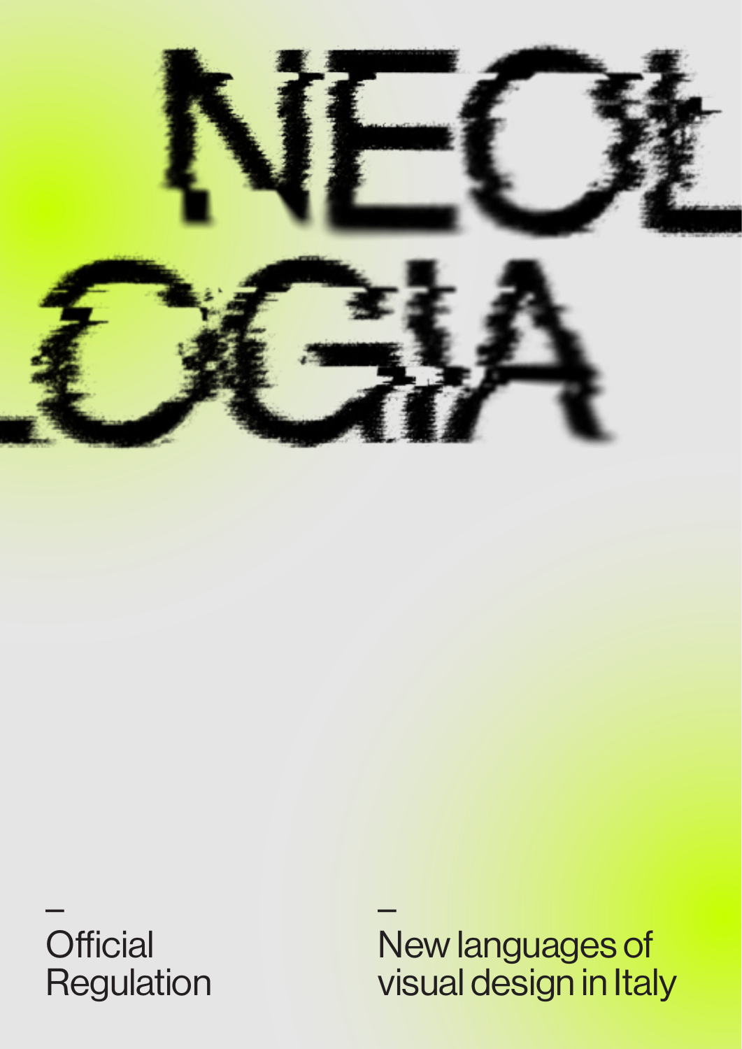# NEOLOGIA

–
Official
Regulation

–
New languages of
visual design in Italy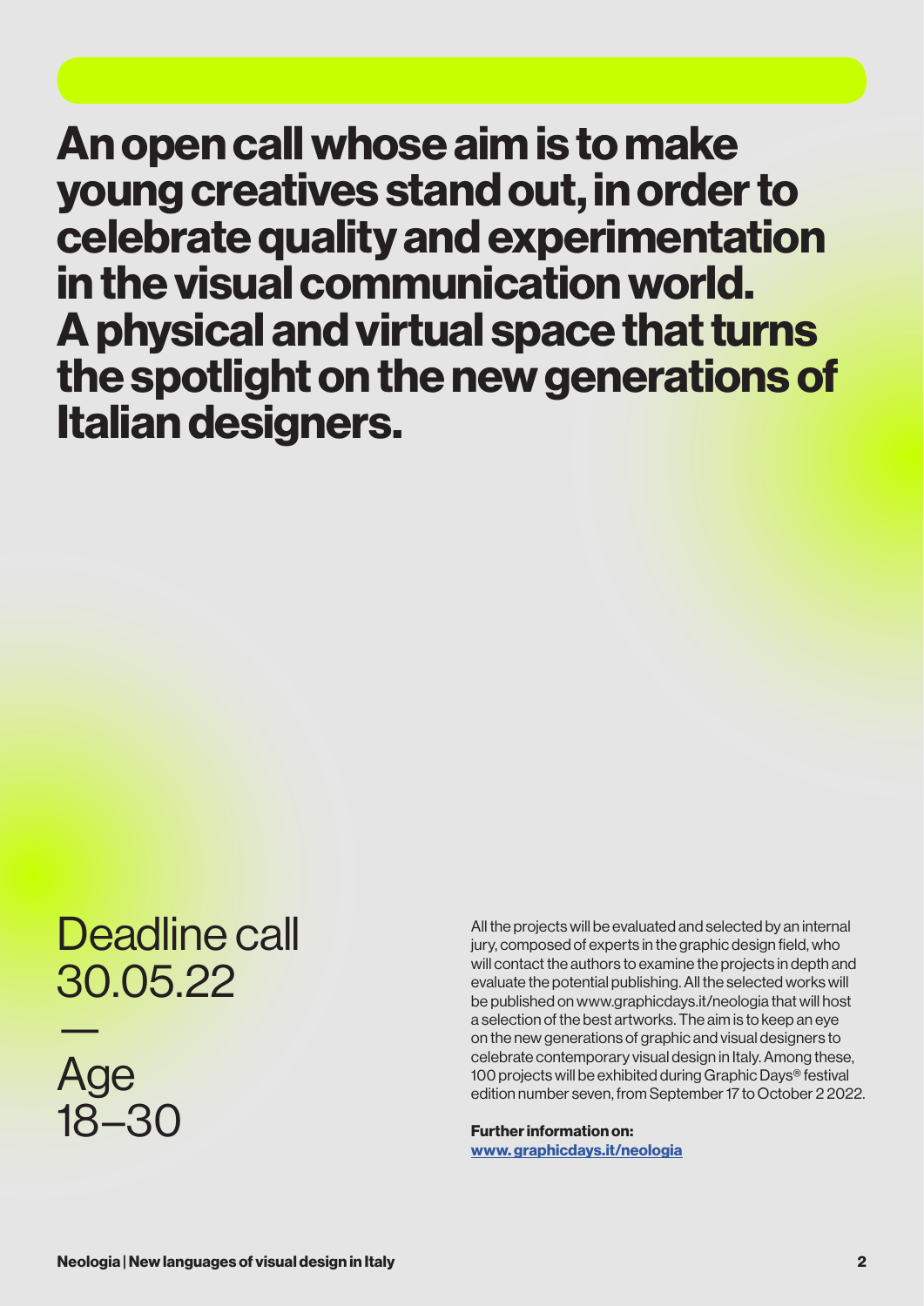# An open call whose aim is to make young creatives stand out, in order to celebrate quality and experimentation in the visual communication world. A physical and virtual space that turns the spotlight on the new generations of Italian designers.

## Deadline call 30.05.22

—

## Age 18–30

All the projects will be evaluated and selected by an internal jury, composed of experts in the graphic design field, who will contact the authors to examine the projects in depth and evaluate the potential publishing. All the selected works will be published on www.graphicdays.it/neologia that will host a selection of the best artworks. The aim is to keep an eye on the new generations of graphic and visual designers to celebrate contemporary visual design in Italy. Among these, 100 projects will be exhibited during Graphic Days® festival edition number seven, from September 17 to October 2 2022.

**Further information on:**
**www. graphicdays.it/neologia**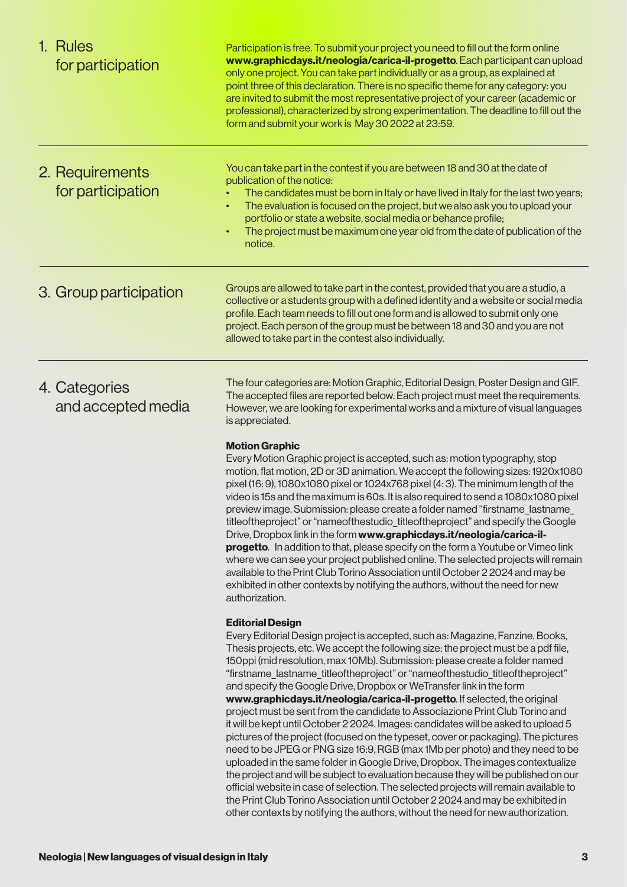## 1. Rules for participation

Participation is free. To submit your project you need to fill out the form online **www.graphicdays.it/neologia/carica-il-progetto**. Each participant can upload only one project. You can take part individually or as a group, as explained at point three of this declaration. There is no specific theme for any category: you are invited to submit the most representative project of your career (academic or professional), characterized by strong experimentation. The deadline to fill out the form and submit your work is May 30 2022 at 23:59.

## 2. Requirements for participation

You can take part in the contest if you are between 18 and 30 at the date of publication of the notice:

- The candidates must be born in Italy or have lived in Italy for the last two years;
- The evaluation is focused on the project, but we also ask you to upload your portfolio or state a website, social media or behance profile;
- The project must be maximum one year old from the date of publication of the notice.

## 3. Group participation

Groups are allowed to take part in the contest, provided that you are a studio, a collective or a students group with a defined identity and a website or social media profile. Each team needs to fill out one form and is allowed to submit only one project. Each person of the group must be between 18 and 30 and you are not allowed to take part in the contest also individually.

## 4. Categories and accepted media

The four categories are: Motion Graphic, Editorial Design, Poster Design and GIF. The accepted files are reported below. Each project must meet the requirements. However, we are looking for experimental works and a mixture of visual languages is appreciated.

**Motion Graphic**
Every Motion Graphic project is accepted, such as: motion typography, stop motion, flat motion, 2D or 3D animation. We accept the following sizes: 1920x1080 pixel (16: 9), 1080x1080 pixel or 1024x768 pixel (4: 3). The minimum length of the video is 15s and the maximum is 60s. It is also required to send a 1080x1080 pixel preview image. Submission: please create a folder named "firstname_lastname_titleoftheproject" or "nameofthestudio_titleoftheproject" and specify the Google Drive, Dropbox link in the form **www.graphicdays.it/neologia/carica-il-progetto**. In addition to that, please specify on the form a Youtube or Vimeo link where we can see your project published online. The selected projects will remain available to the Print Club Torino Association until October 2 2024 and may be exhibited in other contexts by notifying the authors, without the need for new authorization.

**Editorial Design**
Every Editorial Design project is accepted, such as: Magazine, Fanzine, Books, Thesis projects, etc. We accept the following size: the project must be a pdf file, 150ppi (mid resolution, max 10Mb). Submission: please create a folder named "firstname_lastname_titleoftheproject" or "nameofthestudio_titleoftheproject" and specify the Google Drive, Dropbox or WeTransfer link in the form **www.graphicdays.it/neologia/carica-il-progetto**. If selected, the original project must be sent from the candidate to Associazione Print Club Torino and it will be kept until October 2 2024. Images: candidates will be asked to upload 5 pictures of the project (focused on the typeset, cover or packaging). The pictures need to be JPEG or PNG size 16:9, RGB (max 1Mb per photo) and they need to be uploaded in the same folder in Google Drive, Dropbox. The images contextualize the project and will be subject to evaluation because they will be published on our official website in case of selection. The selected projects will remain available to the Print Club Torino Association until October 2 2024 and may be exhibited in other contexts by notifying the authors, without the need for new authorization.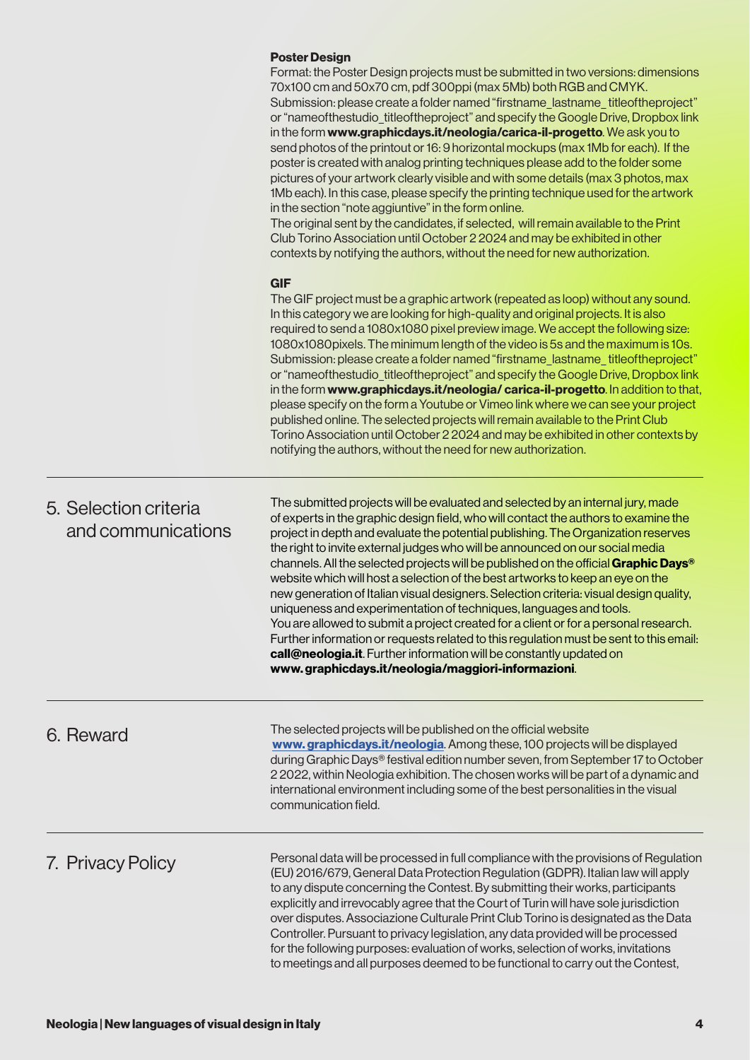**Poster Design**

Format: the Poster Design projects must be submitted in two versions: dimensions 70x100 cm and 50x70 cm, pdf 300ppi (max 5Mb) both RGB and CMYK.
Submission: please create a folder named "firstname_lastname_ titleoftheproject" or "nameofthestudio_titleoftheproject" and specify the Google Drive, Dropbox link in the form **www.graphicdays.it/neologia/carica-il-progetto**. We ask you to send photos of the printout or 16: 9 horizontal mockups (max 1Mb for each). If the poster is created with analog printing techniques please add to the folder some pictures of your artwork clearly visible and with some details (max 3 photos, max 1Mb each). In this case, please specify the printing technique used for the artwork in the section "note aggiuntive" in the form online.
The original sent by the candidates, if selected, will remain available to the Print Club Torino Association until October 2 2024 and may be exhibited in other contexts by notifying the authors, without the need for new authorization.

**GIF**

The GIF project must be a graphic artwork (repeated as loop) without any sound. In this category we are looking for high-quality and original projects. It is also required to send a 1080x1080 pixel preview image. We accept the following size: 1080x1080pixels. The minimum length of the video is 5s and the maximum is 10s.
Submission: please create a folder named "firstname_lastname_ titleoftheproject" or "nameofthestudio_titleoftheproject" and specify the Google Drive, Dropbox link in the form **www.graphicdays.it/neologia/ carica-il-progetto**. In addition to that, please specify on the form a Youtube or Vimeo link where we can see your project published online. The selected projects will remain available to the Print Club Torino Association until October 2 2024 and may be exhibited in other contexts by notifying the authors, without the need for new authorization.

## 5. Selection criteria and communications

The submitted projects will be evaluated and selected by an internal jury, made of experts in the graphic design field, who will contact the authors to examine the project in depth and evaluate the potential publishing. The Organization reserves the right to invite external judges who will be announced on our social media channels. All the selected projects will be published on the official **Graphic Days®** website which will host a selection of the best artworks to keep an eye on the new generation of Italian visual designers. Selection criteria: visual design quality, uniqueness and experimentation of techniques, languages and tools.
You are allowed to submit a project created for a client or for a personal research.
Further information or requests related to this regulation must be sent to this email: **call@neologia.it**. Further information will be constantly updated on **www. graphicdays.it/neologia/maggiori-informazioni**.

## 6. Reward

The selected projects will be published on the official website **www. graphicdays.it/neologia**. Among these, 100 projects will be displayed during Graphic Days® festival edition number seven, from September 17 to October 2 2022, within Neologia exhibition. The chosen works will be part of a dynamic and international environment including some of the best personalities in the visual communication field.

## 7. Privacy Policy

Personal data will be processed in full compliance with the provisions of Regulation (EU) 2016/679, General Data Protection Regulation (GDPR). Italian law will apply to any dispute concerning the Contest. By submitting their works, participants explicitly and irrevocably agree that the Court of Turin will have sole jurisdiction over disputes. Associazione Culturale Print Club Torino is designated as the Data Controller. Pursuant to privacy legislation, any data provided will be processed for the following purposes: evaluation of works, selection of works, invitations to meetings and all purposes deemed to be functional to carry out the Contest,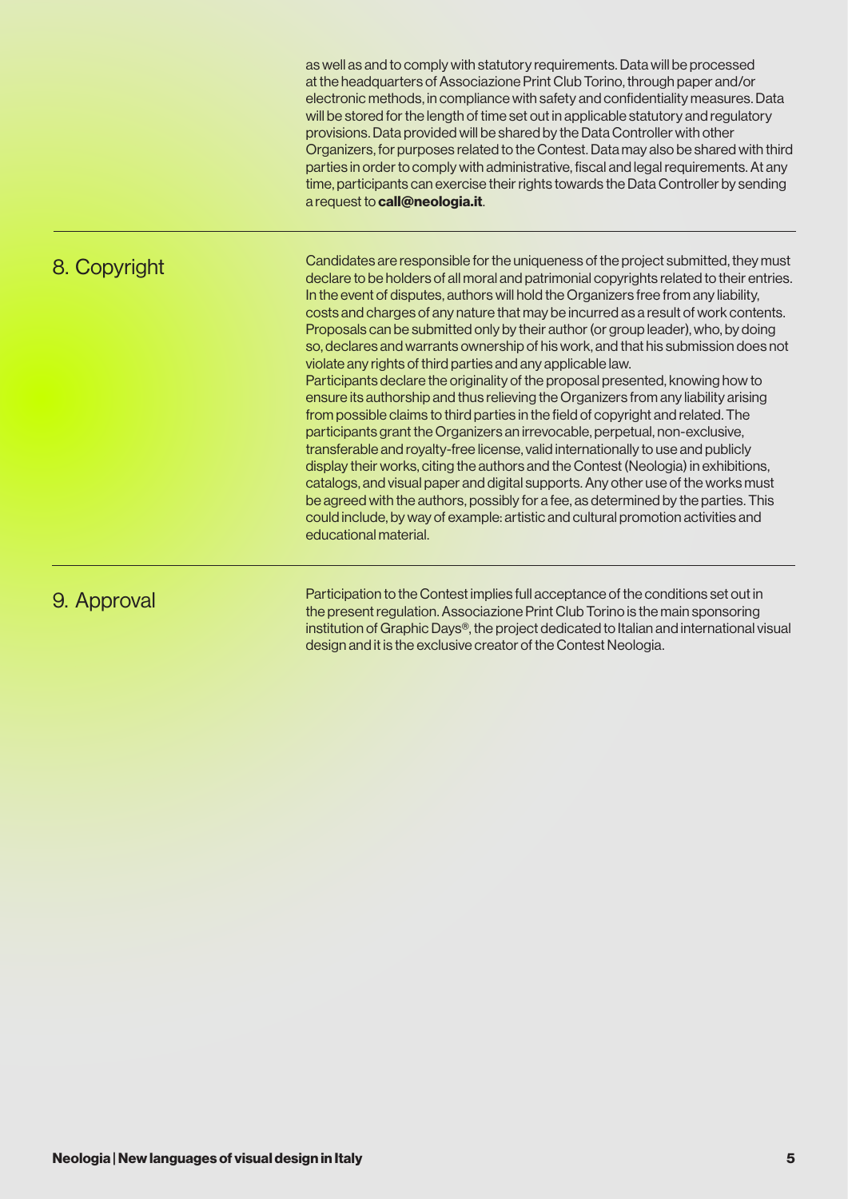as well as and to comply with statutory requirements. Data will be processed at the headquarters of Associazione Print Club Torino, through paper and/or electronic methods, in compliance with safety and confidentiality measures. Data will be stored for the length of time set out in applicable statutory and regulatory provisions. Data provided will be shared by the Data Controller with other Organizers, for purposes related to the Contest. Data may also be shared with third parties in order to comply with administrative, fiscal and legal requirements. At any time, participants can exercise their rights towards the Data Controller by sending a request to **call@neologia.it**.

## 8. Copyright

Candidates are responsible for the uniqueness of the project submitted, they must declare to be holders of all moral and patrimonial copyrights related to their entries. In the event of disputes, authors will hold the Organizers free from any liability, costs and charges of any nature that may be incurred as a result of work contents. Proposals can be submitted only by their author (or group leader), who, by doing so, declares and warrants ownership of his work, and that his submission does not violate any rights of third parties and any applicable law.
Participants declare the originality of the proposal presented, knowing how to ensure its authorship and thus relieving the Organizers from any liability arising from possible claims to third parties in the field of copyright and related. The participants grant the Organizers an irrevocable, perpetual, non-exclusive, transferable and royalty-free license, valid internationally to use and publicly display their works, citing the authors and the Contest (Neologia) in exhibitions, catalogs, and visual paper and digital supports. Any other use of the works must be agreed with the authors, possibly for a fee, as determined by the parties. This could include, by way of example: artistic and cultural promotion activities and educational material.

## 9. Approval

Participation to the Contest implies full acceptance of the conditions set out in the present regulation. Associazione Print Club Torino is the main sponsoring institution of Graphic Days®, the project dedicated to Italian and international visual design and it is the exclusive creator of the Contest Neologia.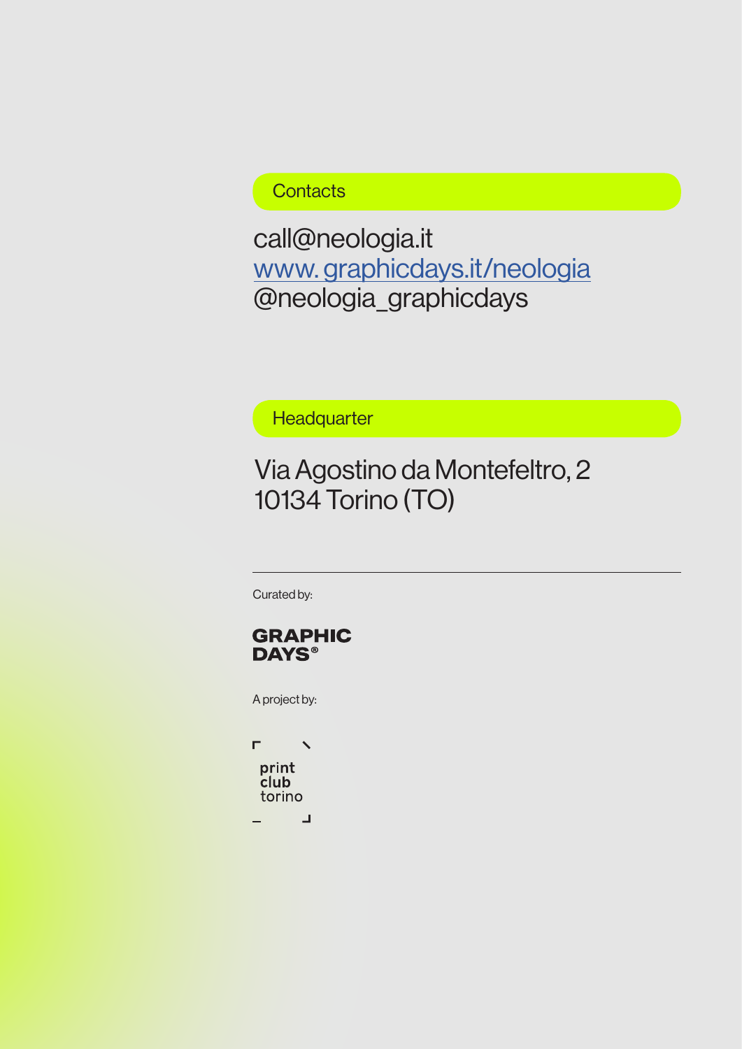## Contacts

call@neologia.it
www. graphicdays.it/neologia
@neologia_graphicdays

## Headquarter

Via Agostino da Montefeltro, 2
10134 Torino (TO)

---

Curated by:

GRAPHIC DAYS®

A project by:

print club torino